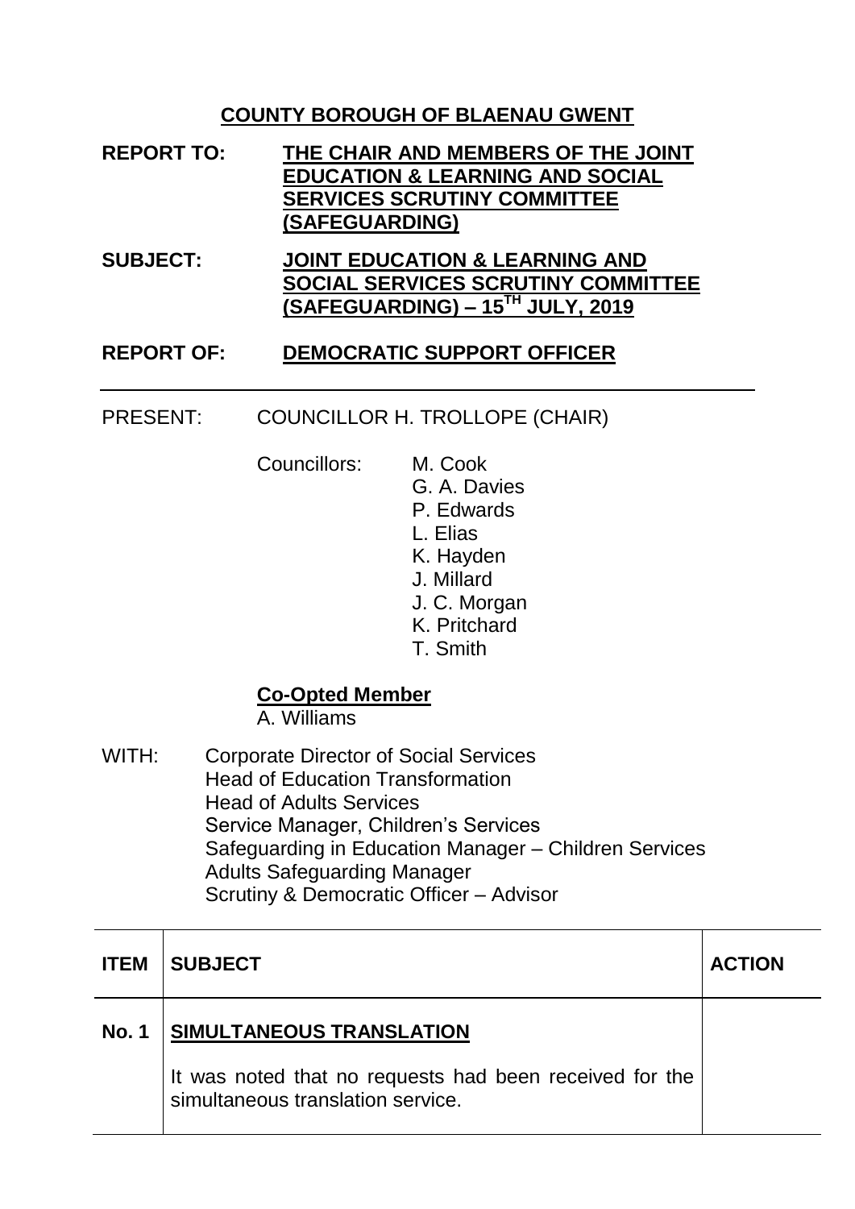# COUNTY BOROUGH OF BLAENAU GWENT

**REPORT TO:** **THE CHAIR AND MEMBERS OF THE JOINT EDUCATION & LEARNING AND SOCIAL SERVICES SCRUTINY COMMITTEE (SAFEGUARDING)**

**SUBJECT:** **JOINT EDUCATION & LEARNING AND SOCIAL SERVICES SCRUTINY COMMITTEE (SAFEGUARDING) – 15TH JULY, 2019**

**REPORT OF:** **DEMOCRATIC SUPPORT OFFICER**

---

PRESENT: COUNCILLOR H. TROLLOPE (CHAIR)

Councillors:
- M. Cook
- G. A. Davies
- P. Edwards
- L. Elias
- K. Hayden
- J. Millard
- J. C. Morgan
- K. Pritchard
- T. Smith

**Co-Opted Member**
A. Williams

WITH:
- Corporate Director of Social Services
- Head of Education Transformation
- Head of Adults Services
- Service Manager, Children's Services
- Safeguarding in Education Manager – Children Services
- Adults Safeguarding Manager
- Scrutiny & Democratic Officer – Advisor

| ITEM | SUBJECT | ACTION |
|---|---|---|
| **No. 1** | **SIMULTANEOUS TRANSLATION**<br><br>It was noted that no requests had been received for the simultaneous translation service. | |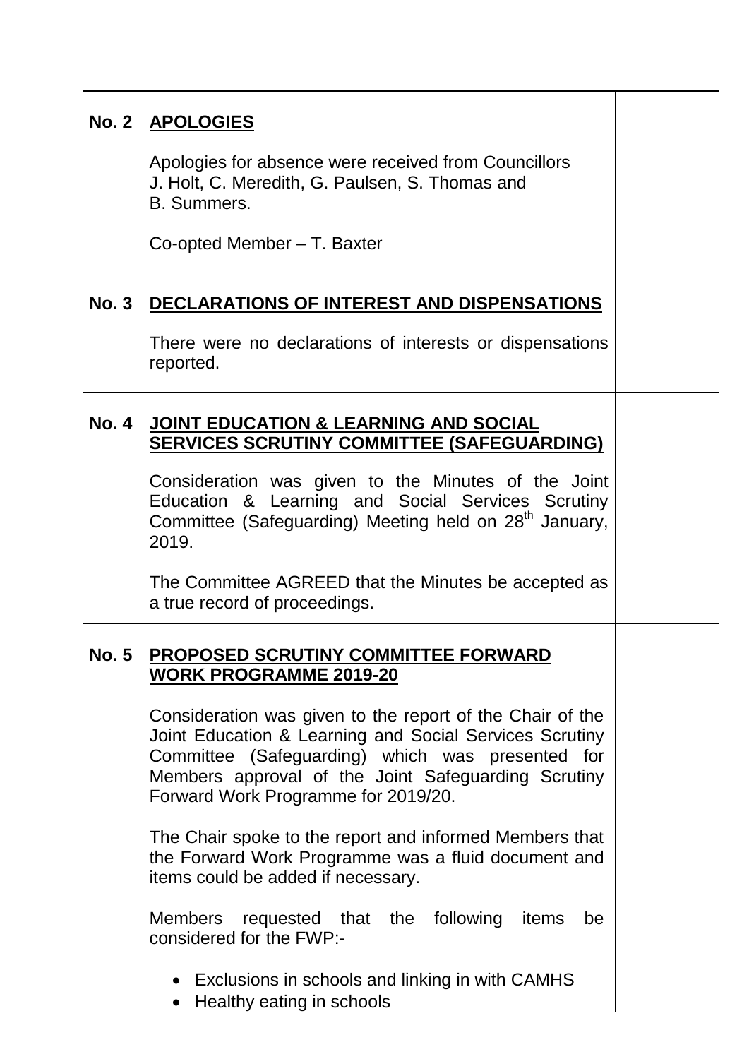| | | |
|---|---|---|
| **No. 2** | **APOLOGIES**<br><br>Apologies for absence were received from Councillors J. Holt, C. Meredith, G. Paulsen, S. Thomas and B. Summers.<br><br>Co-opted Member – T. Baxter | |
| **No. 3** | **DECLARATIONS OF INTEREST AND DISPENSATIONS**<br><br>There were no declarations of interests or dispensations reported. | |
| **No. 4** | **JOINT EDUCATION & LEARNING AND SOCIAL SERVICES SCRUTINY COMMITTEE (SAFEGUARDING)**<br><br>Consideration was given to the Minutes of the Joint Education & Learning and Social Services Scrutiny Committee (Safeguarding) Meeting held on 28th January, 2019.<br><br>The Committee AGREED that the Minutes be accepted as a true record of proceedings. | |
| **No. 5** | **PROPOSED SCRUTINY COMMITTEE FORWARD WORK PROGRAMME 2019-20**<br><br>Consideration was given to the report of the Chair of the Joint Education & Learning and Social Services Scrutiny Committee (Safeguarding) which was presented for Members approval of the Joint Safeguarding Scrutiny Forward Work Programme for 2019/20.<br><br>The Chair spoke to the report and informed Members that the Forward Work Programme was a fluid document and items could be added if necessary.<br><br>Members requested that the following items be considered for the FWP:-<br><br>• Exclusions in schools and linking in with CAMHS<br>• Healthy eating in schools | |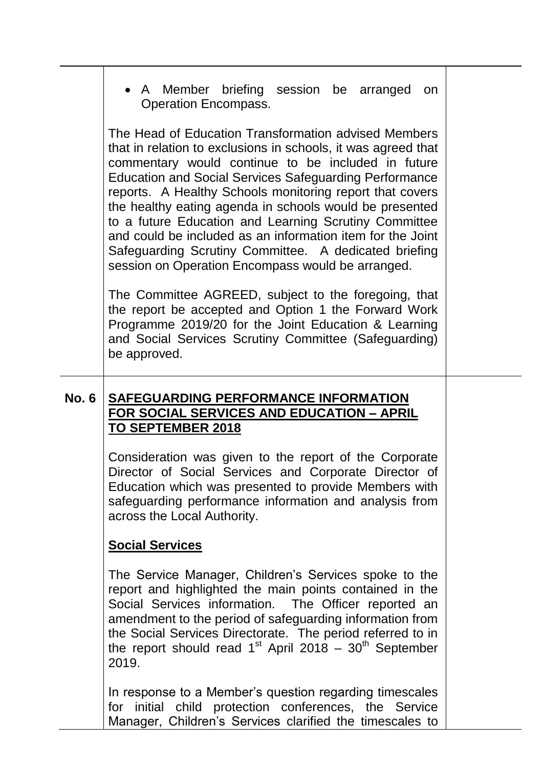- A Member briefing session be arranged on Operation Encompass.

The Head of Education Transformation advised Members that in relation to exclusions in schools, it was agreed that commentary would continue to be included in future Education and Social Services Safeguarding Performance reports. A Healthy Schools monitoring report that covers the healthy eating agenda in schools would be presented to a future Education and Learning Scrutiny Committee and could be included as an information item for the Joint Safeguarding Scrutiny Committee. A dedicated briefing session on Operation Encompass would be arranged.

The Committee AGREED, subject to the foregoing, that the report be accepted and Option 1 the Forward Work Programme 2019/20 for the Joint Education & Learning and Social Services Scrutiny Committee (Safeguarding) be approved.

**No. 6** **SAFEGUARDING PERFORMANCE INFORMATION FOR SOCIAL SERVICES AND EDUCATION – APRIL TO SEPTEMBER 2018**

Consideration was given to the report of the Corporate Director of Social Services and Corporate Director of Education which was presented to provide Members with safeguarding performance information and analysis from across the Local Authority.

**Social Services**

The Service Manager, Children's Services spoke to the report and highlighted the main points contained in the Social Services information. The Officer reported an amendment to the period of safeguarding information from the Social Services Directorate. The period referred to in the report should read 1st April 2018 – 30th September 2019.

In response to a Member's question regarding timescales for initial child protection conferences, the Service Manager, Children's Services clarified the timescales to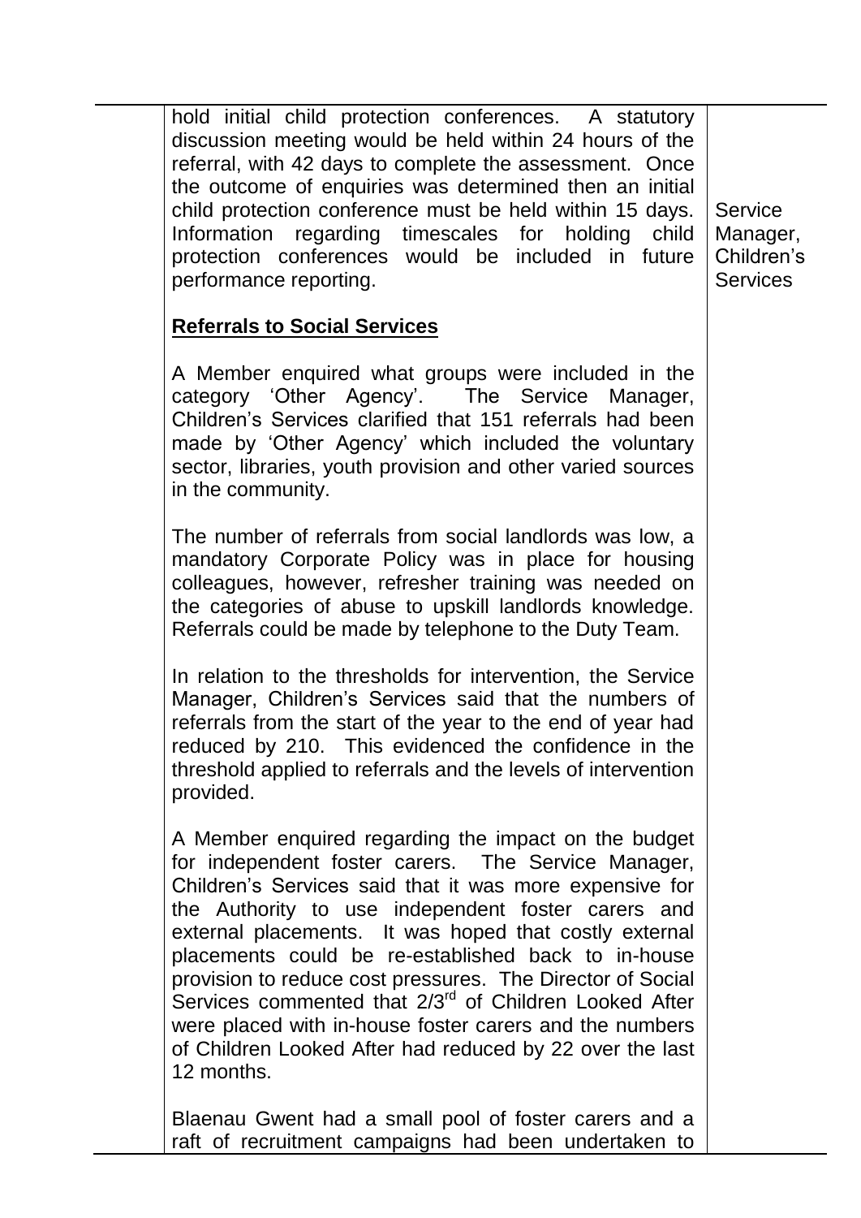| | | |
|---|---|---|
| | hold initial child protection conferences. A statutory discussion meeting would be held within 24 hours of the referral, with 42 days to complete the assessment. Once the outcome of enquiries was determined then an initial child protection conference must be held within 15 days. Information regarding timescales for holding child protection conferences would be included in future performance reporting. | Service Manager, Children's Services |
| | **Referrals to Social Services**<br><br>A Member enquired what groups were included in the category 'Other Agency'. The Service Manager, Children's Services clarified that 151 referrals had been made by 'Other Agency' which included the voluntary sector, libraries, youth provision and other varied sources in the community.<br><br>The number of referrals from social landlords was low, a mandatory Corporate Policy was in place for housing colleagues, however, refresher training was needed on the categories of abuse to upskill landlords knowledge. Referrals could be made by telephone to the Duty Team.<br><br>In relation to the thresholds for intervention, the Service Manager, Children's Services said that the numbers of referrals from the start of the year to the end of year had reduced by 210. This evidenced the confidence in the threshold applied to referrals and the levels of intervention provided.<br><br>A Member enquired regarding the impact on the budget for independent foster carers. The Service Manager, Children's Services said that it was more expensive for the Authority to use independent foster carers and external placements. It was hoped that costly external placements could be re-established back to in-house provision to reduce cost pressures. The Director of Social Services commented that 2/3rd of Children Looked After were placed with in-house foster carers and the numbers of Children Looked After had reduced by 22 over the last 12 months.<br><br>Blaenau Gwent had a small pool of foster carers and a raft of recruitment campaigns had been undertaken to | |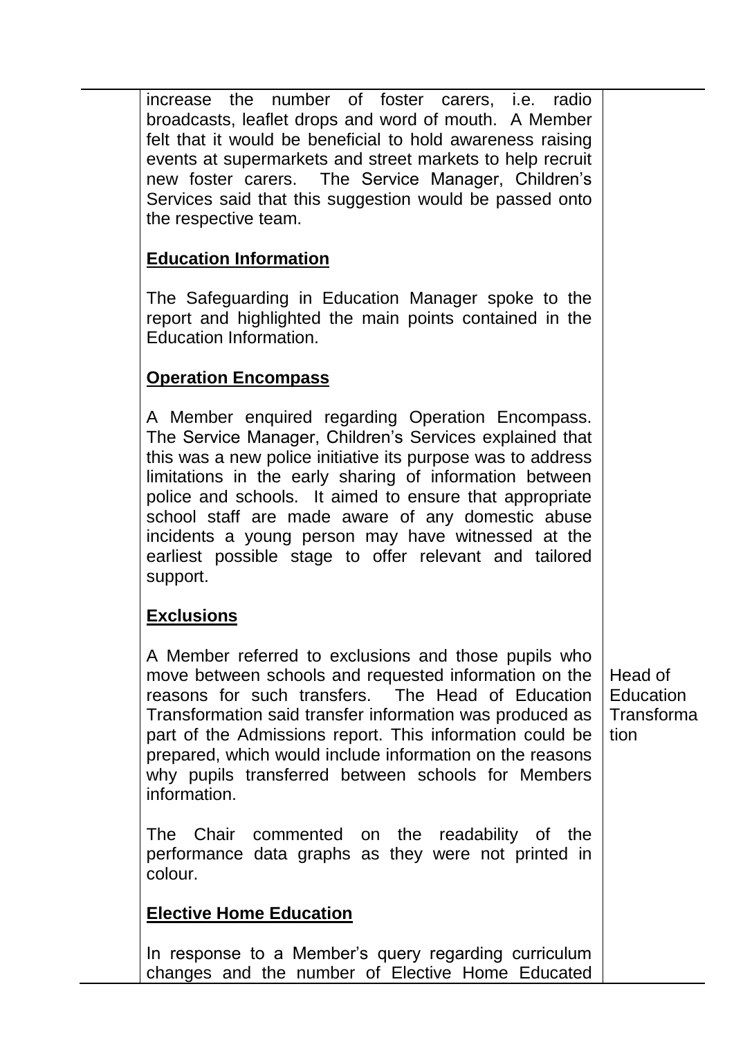| | | |
|---|---|---|
| | increase the number of foster carers, i.e. radio broadcasts, leaflet drops and word of mouth. A Member felt that it would be beneficial to hold awareness raising events at supermarkets and street markets to help recruit new foster carers. The Service Manager, Children's Services said that this suggestion would be passed onto the respective team.<br><br>**Education Information**<br><br>The Safeguarding in Education Manager spoke to the report and highlighted the main points contained in the Education Information.<br><br>**Operation Encompass**<br><br>A Member enquired regarding Operation Encompass. The Service Manager, Children's Services explained that this was a new police initiative its purpose was to address limitations in the early sharing of information between police and schools. It aimed to ensure that appropriate school staff are made aware of any domestic abuse incidents a young person may have witnessed at the earliest possible stage to offer relevant and tailored support.<br><br>**Exclusions**<br><br>A Member referred to exclusions and those pupils who move between schools and requested information on the reasons for such transfers. The Head of Education Transformation said transfer information was produced as part of the Admissions report. This information could be prepared, which would include information on the reasons why pupils transferred between schools for Members information.<br><br>The Chair commented on the readability of the performance data graphs as they were not printed in colour.<br><br>**Elective Home Education**<br><br>In response to a Member's query regarding curriculum changes and the number of Elective Home Educated | Head of Education Transformation |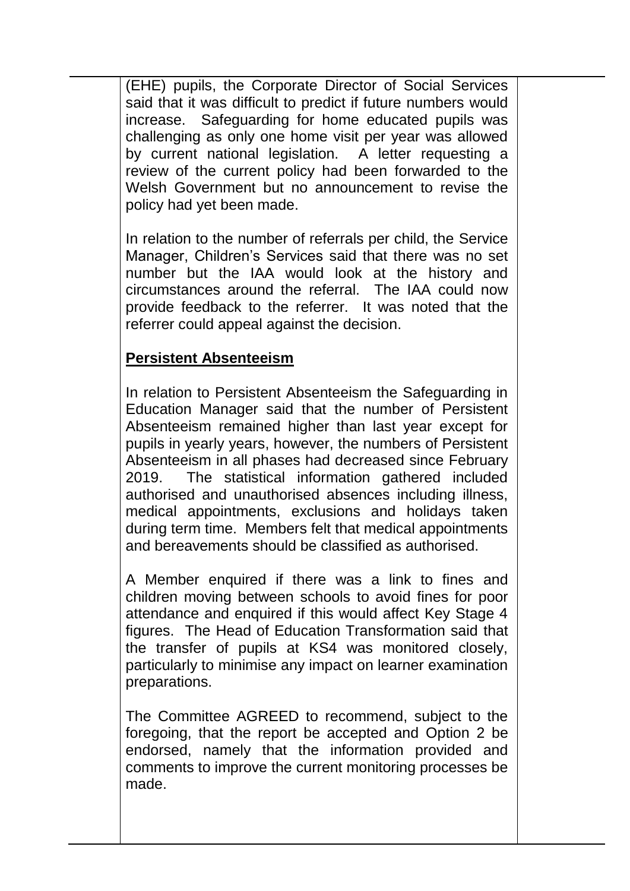(EHE) pupils, the Corporate Director of Social Services said that it was difficult to predict if future numbers would increase. Safeguarding for home educated pupils was challenging as only one home visit per year was allowed by current national legislation. A letter requesting a review of the current policy had been forwarded to the Welsh Government but no announcement to revise the policy had yet been made.

In relation to the number of referrals per child, the Service Manager, Children's Services said that there was no set number but the IAA would look at the history and circumstances around the referral. The IAA could now provide feedback to the referrer. It was noted that the referrer could appeal against the decision.

**Persistent Absenteeism**

In relation to Persistent Absenteeism the Safeguarding in Education Manager said that the number of Persistent Absenteeism remained higher than last year except for pupils in yearly years, however, the numbers of Persistent Absenteeism in all phases had decreased since February 2019. The statistical information gathered included authorised and unauthorised absences including illness, medical appointments, exclusions and holidays taken during term time. Members felt that medical appointments and bereavements should be classified as authorised.

A Member enquired if there was a link to fines and children moving between schools to avoid fines for poor attendance and enquired if this would affect Key Stage 4 figures. The Head of Education Transformation said that the transfer of pupils at KS4 was monitored closely, particularly to minimise any impact on learner examination preparations.

The Committee AGREED to recommend, subject to the foregoing, that the report be accepted and Option 2 be endorsed, namely that the information provided and comments to improve the current monitoring processes be made.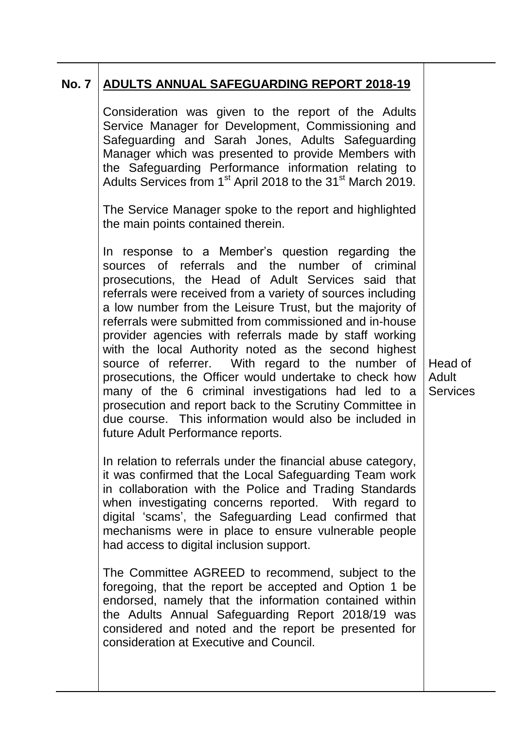| No. 7 | **ADULTS ANNUAL SAFEGUARDING REPORT 2018-19** | |
|---|---|---|
| | Consideration was given to the report of the Adults Service Manager for Development, Commissioning and Safeguarding and Sarah Jones, Adults Safeguarding Manager which was presented to provide Members with the Safeguarding Performance information relating to Adults Services from 1st April 2018 to the 31st March 2019. | |
| | The Service Manager spoke to the report and highlighted the main points contained therein. | |
| | In response to a Member's question regarding the sources of referrals and the number of criminal prosecutions, the Head of Adult Services said that referrals were received from a variety of sources including a low number from the Leisure Trust, but the majority of referrals were submitted from commissioned and in-house provider agencies with referrals made by staff working with the local Authority noted as the second highest source of referrer. With regard to the number of prosecutions, the Officer would undertake to check how many of the 6 criminal investigations had led to a prosecution and report back to the Scrutiny Committee in due course. This information would also be included in future Adult Performance reports. | Head of Adult Services |
| | In relation to referrals under the financial abuse category, it was confirmed that the Local Safeguarding Team work in collaboration with the Police and Trading Standards when investigating concerns reported. With regard to digital 'scams', the Safeguarding Lead confirmed that mechanisms were in place to ensure vulnerable people had access to digital inclusion support. | |
| | The Committee AGREED to recommend, subject to the foregoing, that the report be accepted and Option 1 be endorsed, namely that the information contained within the Adults Annual Safeguarding Report 2018/19 was considered and noted and the report be presented for consideration at Executive and Council. | |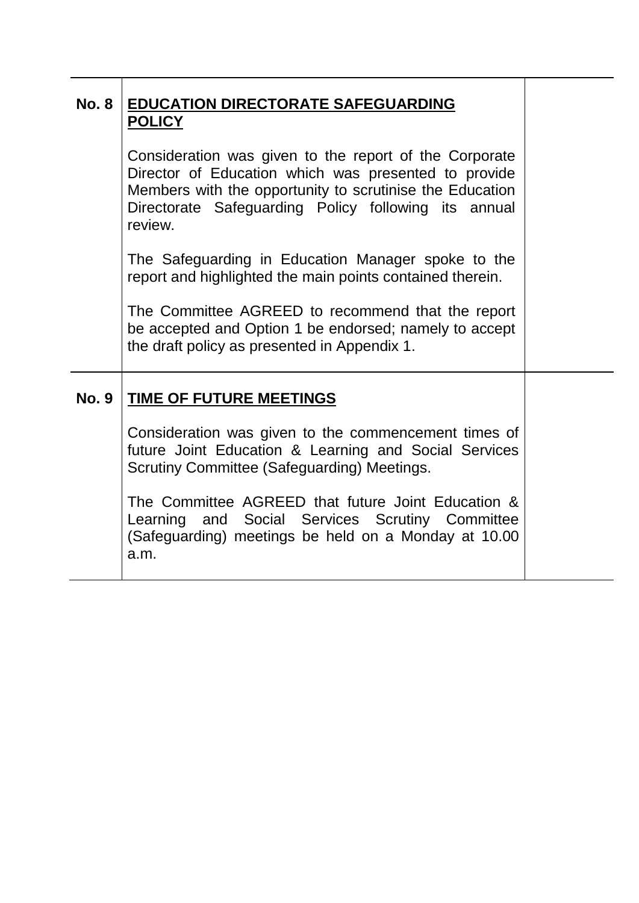| | | |
|---|---|---|
| **No. 8** | **<u>EDUCATION DIRECTORATE SAFEGUARDING POLICY</u>**<br><br>Consideration was given to the report of the Corporate Director of Education which was presented to provide Members with the opportunity to scrutinise the Education Directorate Safeguarding Policy following its annual review.<br><br>The Safeguarding in Education Manager spoke to the report and highlighted the main points contained therein.<br><br>The Committee AGREED to recommend that the report be accepted and Option 1 be endorsed; namely to accept the draft policy as presented in Appendix 1. | |
| **No. 9** | **<u>TIME OF FUTURE MEETINGS</u>**<br><br>Consideration was given to the commencement times of future Joint Education & Learning and Social Services Scrutiny Committee (Safeguarding) Meetings.<br><br>The Committee AGREED that future Joint Education & Learning and Social Services Scrutiny Committee (Safeguarding) meetings be held on a Monday at 10.00 a.m. | |